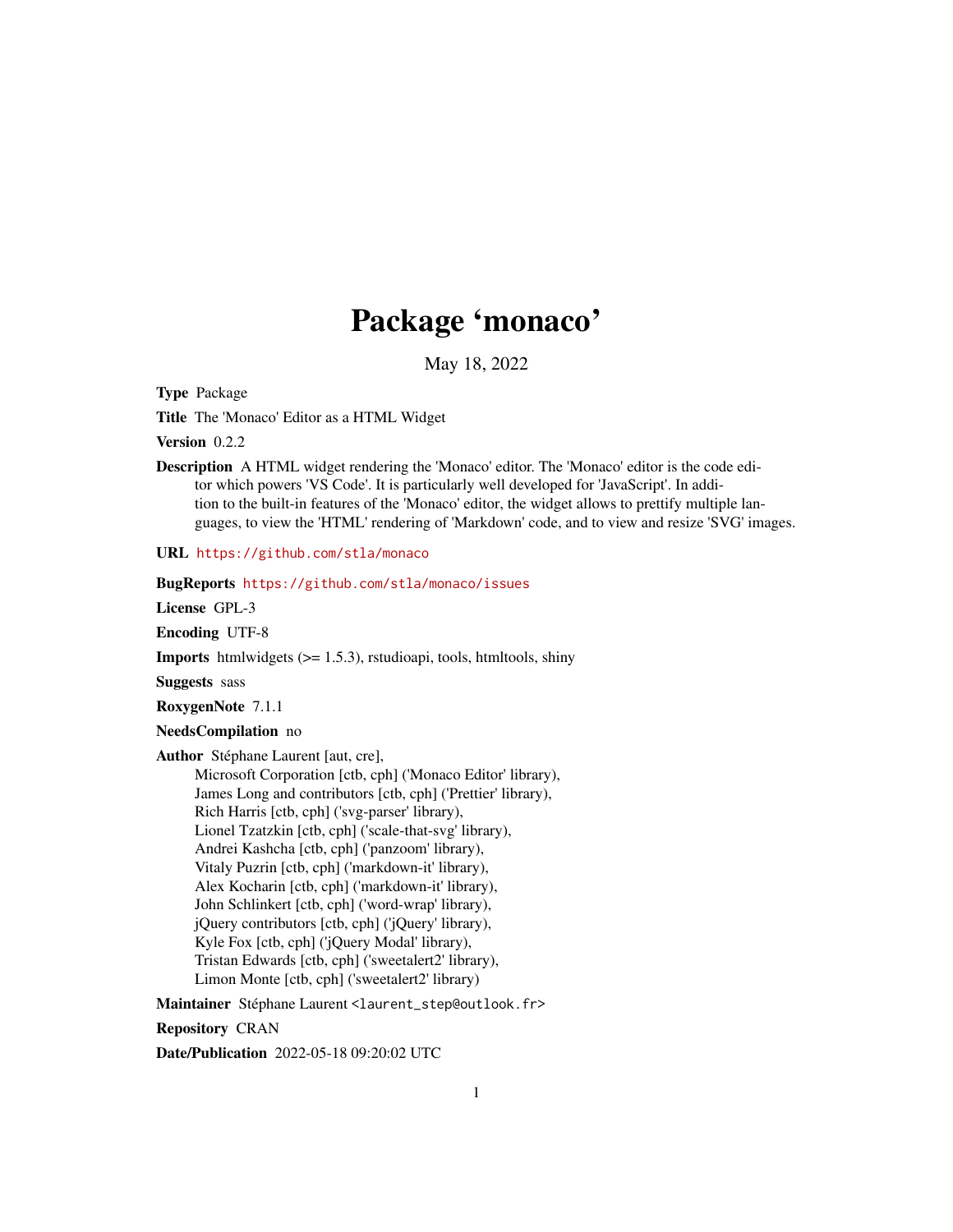# Package 'monaco'

May 18, 2022

**Type** Package

**Title** The 'Monaco' Editor as a HTML Widget

**Version** 0.2.2

**Description** A HTML widget rendering the 'Monaco' editor. The 'Monaco' editor is the code editor which powers 'VS Code'. It is particularly well developed for 'JavaScript'. In addition to the built-in features of the 'Monaco' editor, the widget allows to prettify multiple languages, to view the 'HTML' rendering of 'Markdown' code, and to view and resize 'SVG' images.

**URL** https://github.com/stla/monaco

**BugReports** https://github.com/stla/monaco/issues

**License** GPL-3

**Encoding** UTF-8

**Imports** htmlwidgets (>= 1.5.3), rstudioapi, tools, htmltools, shiny

**Suggests** sass

**RoxygenNote** 7.1.1

**NeedsCompilation** no

**Author** Stéphane Laurent [aut, cre],
Microsoft Corporation [ctb, cph] ('Monaco Editor' library),
James Long and contributors [ctb, cph] ('Prettier' library),
Rich Harris [ctb, cph] ('svg-parser' library),
Lionel Tzatzkin [ctb, cph] ('scale-that-svg' library),
Andrei Kashcha [ctb, cph] ('panzoom' library),
Vitaly Puzrin [ctb, cph] ('markdown-it' library),
Alex Kocharin [ctb, cph] ('markdown-it' library),
John Schlinkert [ctb, cph] ('word-wrap' library),
jQuery contributors [ctb, cph] ('jQuery' library),
Kyle Fox [ctb, cph] ('jQuery Modal' library),
Tristan Edwards [ctb, cph] ('sweetalert2' library),
Limon Monte [ctb, cph] ('sweetalert2' library)

**Maintainer** Stéphane Laurent <laurent_step@outlook.fr>

**Repository** CRAN

**Date/Publication** 2022-05-18 09:20:02 UTC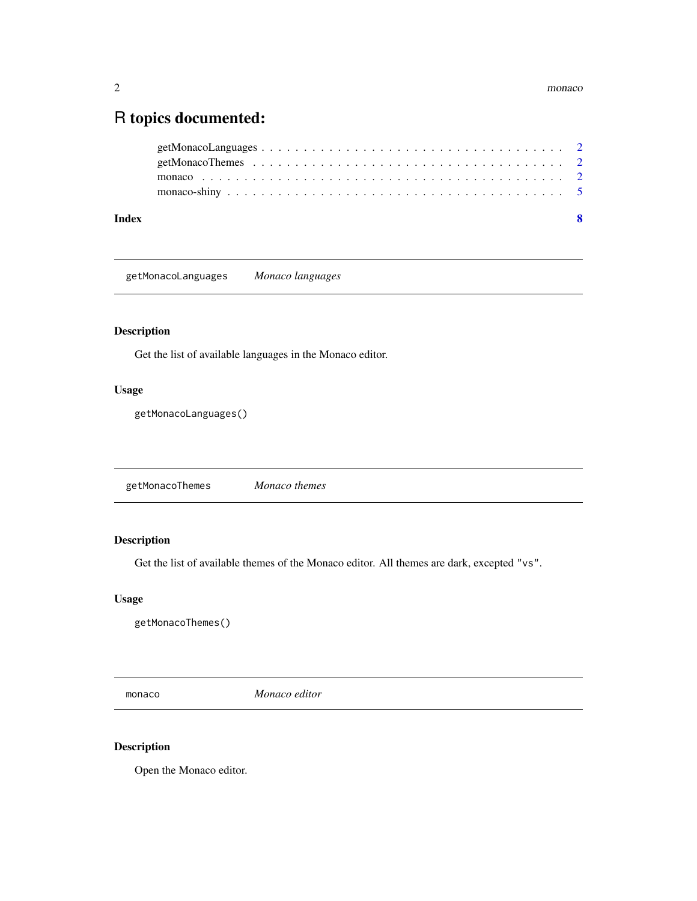# R topics documented:

getMonacoLanguages . . . . . . . . . . . . . . . . . . . . . . . . . . . . . . . . . . . 2
getMonacoThemes . . . . . . . . . . . . . . . . . . . . . . . . . . . . . . . . . . . . . 2
monaco . . . . . . . . . . . . . . . . . . . . . . . . . . . . . . . . . . . . . . . . . . 2
monaco-shiny . . . . . . . . . . . . . . . . . . . . . . . . . . . . . . . . . . . . . . . 5

**Index** **8**

---

`getMonacoLanguages` *Monaco languages*

---

### Description

Get the list of available languages in the Monaco editor.

### Usage

```
getMonacoLanguages()
```

---

`getMonacoThemes` *Monaco themes*

---

### Description

Get the list of available themes of the Monaco editor. All themes are dark, excepted `"vs"`.

### Usage

```
getMonacoThemes()
```

---

`monaco` *Monaco editor*

---

### Description

Open the Monaco editor.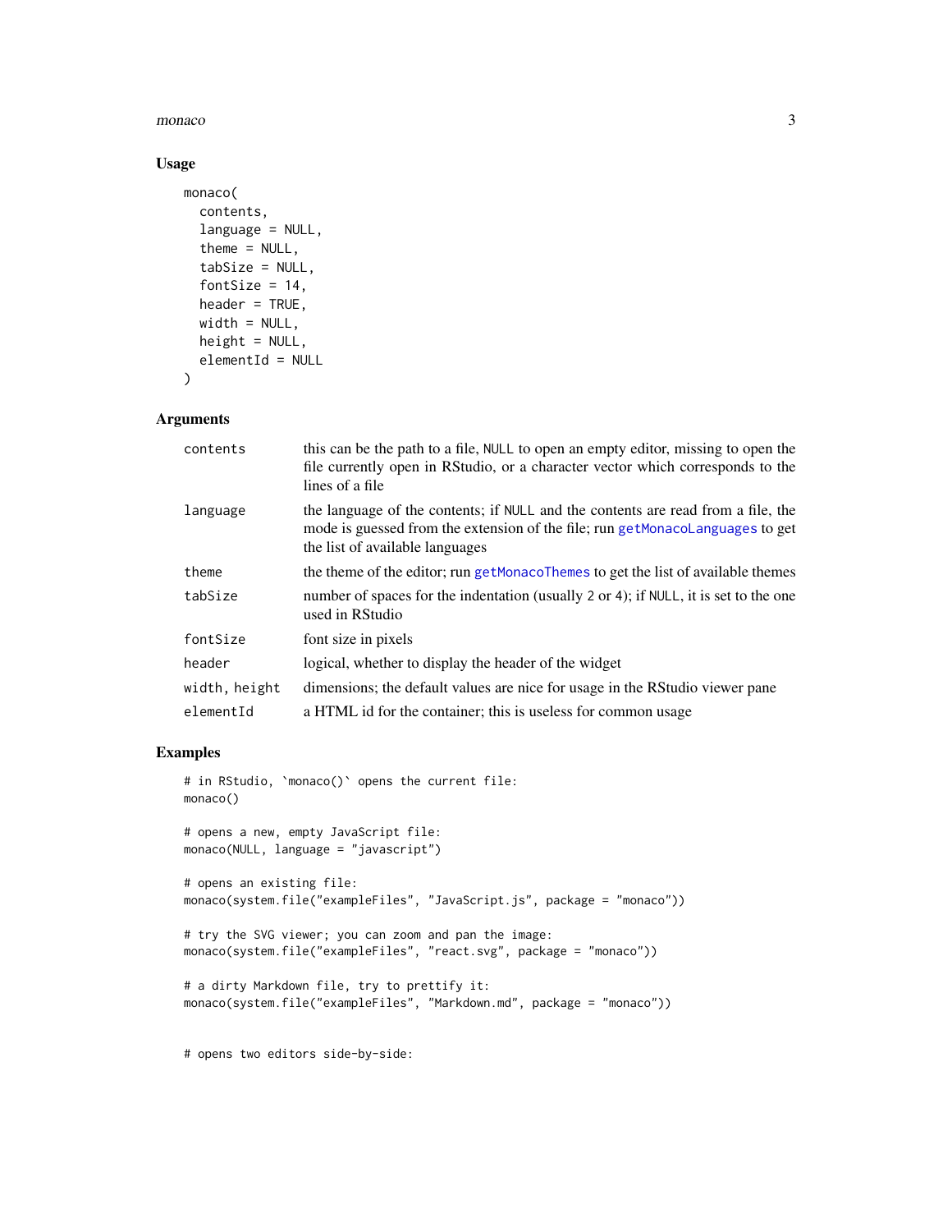## Usage

```
monaco(
  contents,
  language = NULL,
  theme = NULL,
  tabSize = NULL,
  fontSize = 14,
  header = TRUE,
  width = NULL,
  height = NULL,
  elementId = NULL
)
```

## Arguments

| | |
|---|---|
| `contents` | this can be the path to a file, `NULL` to open an empty editor, missing to open the file currently open in RStudio, or a character vector which corresponds to the lines of a file |
| `language` | the language of the contents; if `NULL` and the contents are read from a file, the mode is guessed from the extension of the file; run `getMonacoLanguages` to get the list of available languages |
| `theme` | the theme of the editor; run `getMonacoThemes` to get the list of available themes |
| `tabSize` | number of spaces for the indentation (usually 2 or 4); if `NULL`, it is set to the one used in RStudio |
| `fontSize` | font size in pixels |
| `header` | logical, whether to display the header of the widget |
| `width, height` | dimensions; the default values are nice for usage in the RStudio viewer pane |
| `elementId` | a HTML id for the container; this is useless for common usage |

## Examples

```
# in RStudio, `monaco()` opens the current file:
monaco()

# opens a new, empty JavaScript file:
monaco(NULL, language = "javascript")

# opens an existing file:
monaco(system.file("exampleFiles", "JavaScript.js", package = "monaco"))

# try the SVG viewer; you can zoom and pan the image:
monaco(system.file("exampleFiles", "react.svg", package = "monaco"))

# a dirty Markdown file, try to prettify it:
monaco(system.file("exampleFiles", "Markdown.md", package = "monaco"))


# opens two editors side-by-side:
```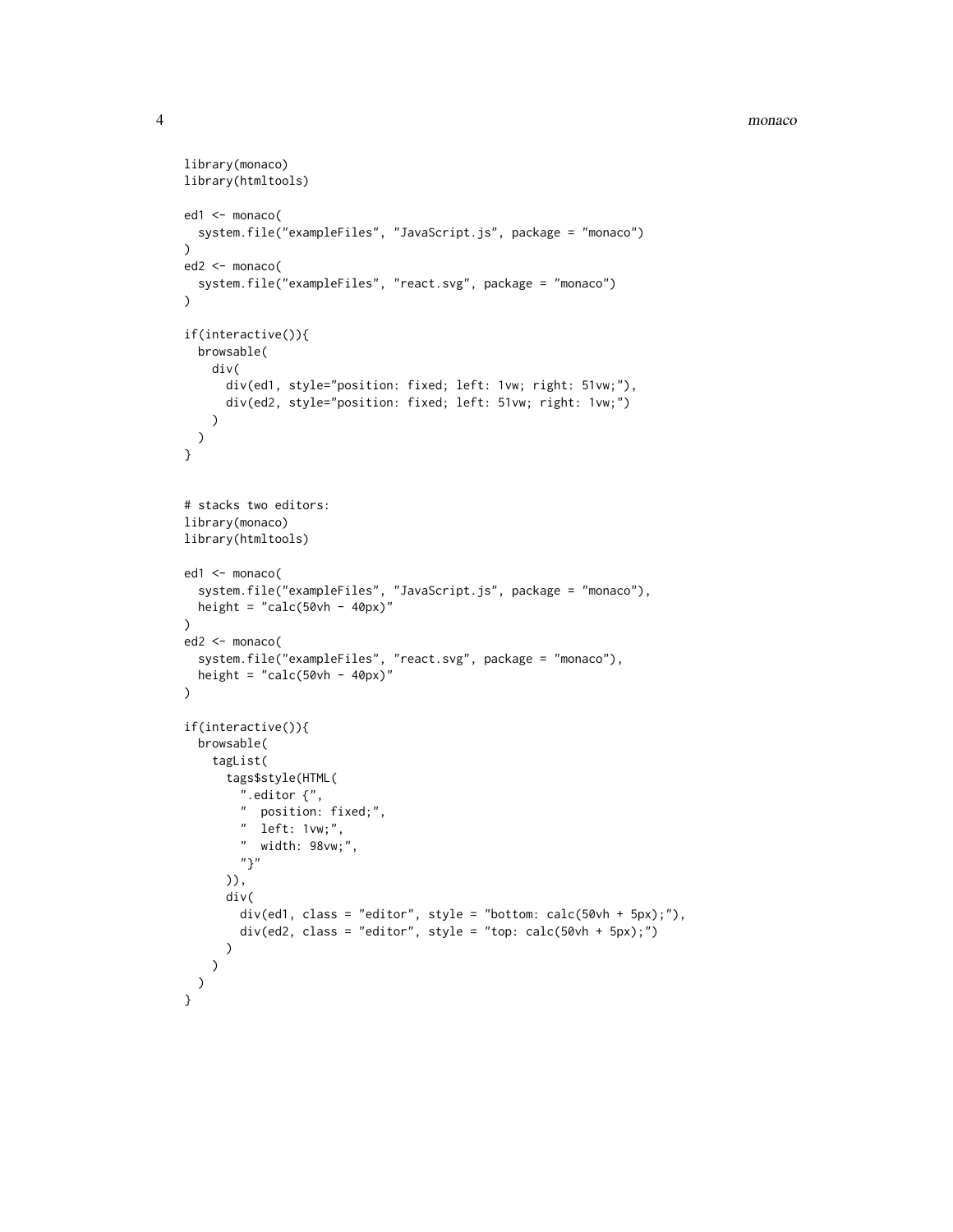```
library(monaco)
library(htmltools)

ed1 <- monaco(
  system.file("exampleFiles", "JavaScript.js", package = "monaco")
)
ed2 <- monaco(
  system.file("exampleFiles", "react.svg", package = "monaco")
)

if(interactive()){
  browsable(
    div(
      div(ed1, style="position: fixed; left: 1vw; right: 51vw;"),
      div(ed2, style="position: fixed; left: 51vw; right: 1vw;")
    )
  )
}


# stacks two editors:
library(monaco)
library(htmltools)

ed1 <- monaco(
  system.file("exampleFiles", "JavaScript.js", package = "monaco"),
  height = "calc(50vh - 40px)"
)
ed2 <- monaco(
  system.file("exampleFiles", "react.svg", package = "monaco"),
  height = "calc(50vh - 40px)"
)

if(interactive()){
  browsable(
    tagList(
      tags$style(HTML(
        ".editor {",
        "  position: fixed;",
        "  left: 1vw;",
        "  width: 98vw;",
        "}"
      )),
      div(
        div(ed1, class = "editor", style = "bottom: calc(50vh + 5px);"),
        div(ed2, class = "editor", style = "top: calc(50vh + 5px);")
      )
    )
  )
}
```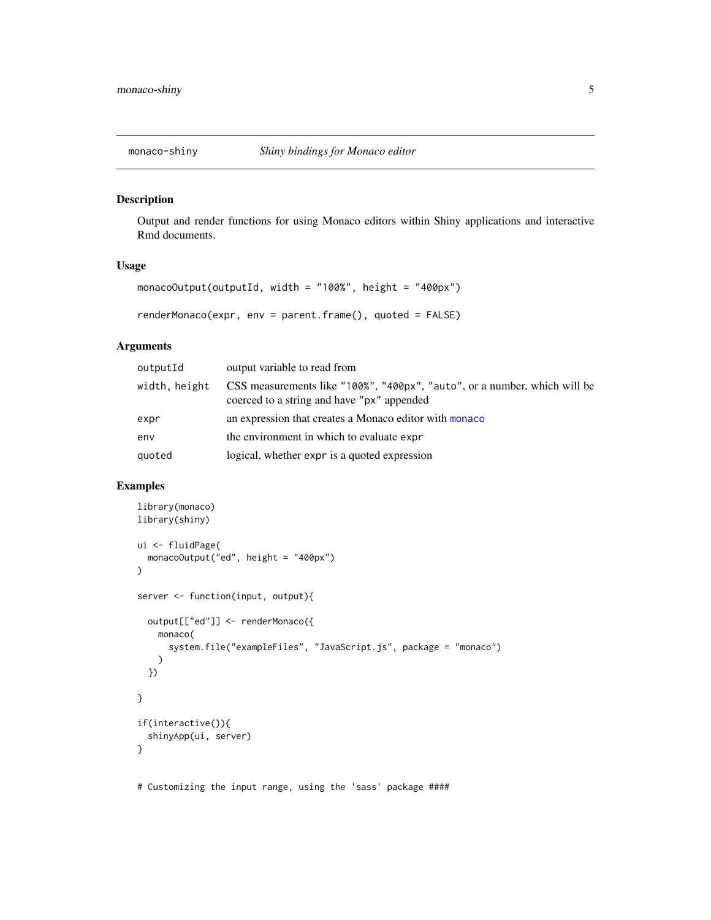## monaco-shiny — *Shiny bindings for Monaco editor*

### Description

Output and render functions for using Monaco editors within Shiny applications and interactive Rmd documents.

### Usage

```
monacoOutput(outputId, width = "100%", height = "400px")

renderMonaco(expr, env = parent.frame(), quoted = FALSE)
```

### Arguments

| | |
|---|---|
| `outputId` | output variable to read from |
| `width, height` | CSS measurements like `"100%"`, `"400px"`, `"auto"`, or a number, which will be coerced to a string and have `"px"` appended |
| `expr` | an expression that creates a Monaco editor with `monaco` |
| `env` | the environment in which to evaluate `expr` |
| `quoted` | logical, whether `expr` is a quoted expression |

### Examples

```
library(monaco)
library(shiny)

ui <- fluidPage(
  monacoOutput("ed", height = "400px")
)

server <- function(input, output){

  output[["ed"]] <- renderMonaco({
    monaco(
      system.file("exampleFiles", "JavaScript.js", package = "monaco")
    )
  })

}

if(interactive()){
  shinyApp(ui, server)
}


# Customizing the input range, using the 'sass' package ####
```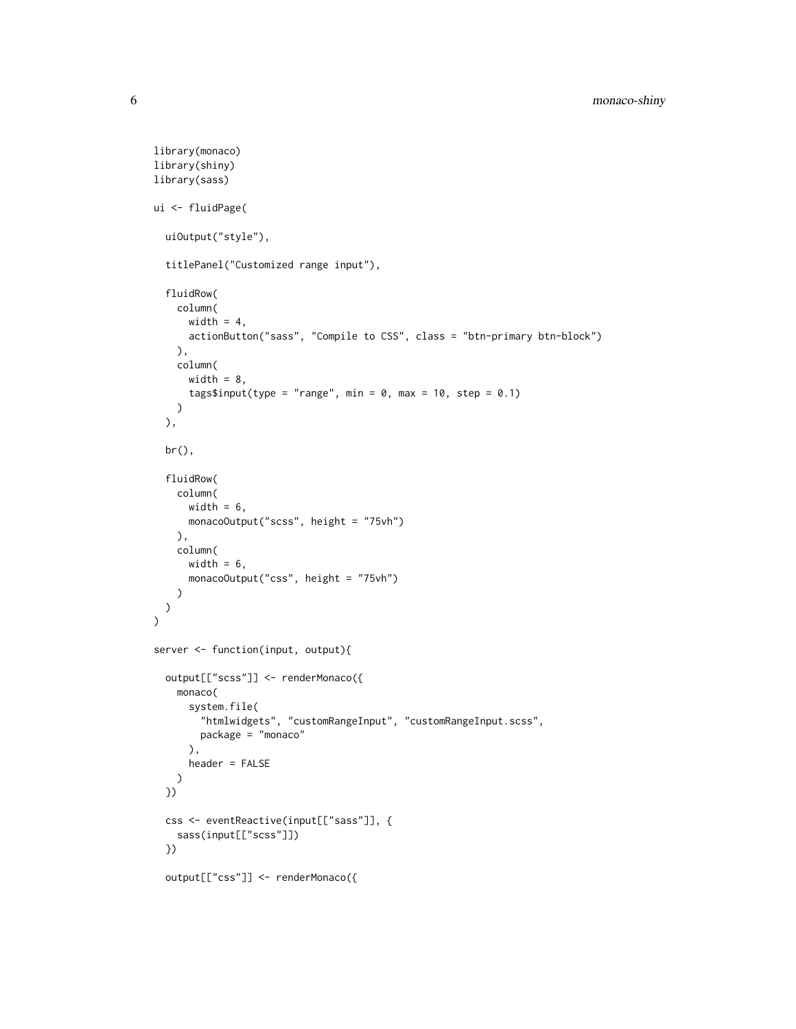```
library(monaco)
library(shiny)
library(sass)

ui <- fluidPage(

  uiOutput("style"),

  titlePanel("Customized range input"),

  fluidRow(
    column(
      width = 4,
      actionButton("sass", "Compile to CSS", class = "btn-primary btn-block")
    ),
    column(
      width = 8,
      tags$input(type = "range", min = 0, max = 10, step = 0.1)
    )
  ),

  br(),

  fluidRow(
    column(
      width = 6,
      monacoOutput("scss", height = "75vh")
    ),
    column(
      width = 6,
      monacoOutput("css", height = "75vh")
    )
  )
)

server <- function(input, output){

  output[["scss"]] <- renderMonaco({
    monaco(
      system.file(
        "htmlwidgets", "customRangeInput", "customRangeInput.scss",
        package = "monaco"
      ),
      header = FALSE
    )
  })

  css <- eventReactive(input[["sass"]], {
    sass(input[["scss"]])
  })

  output[["css"]] <- renderMonaco({
```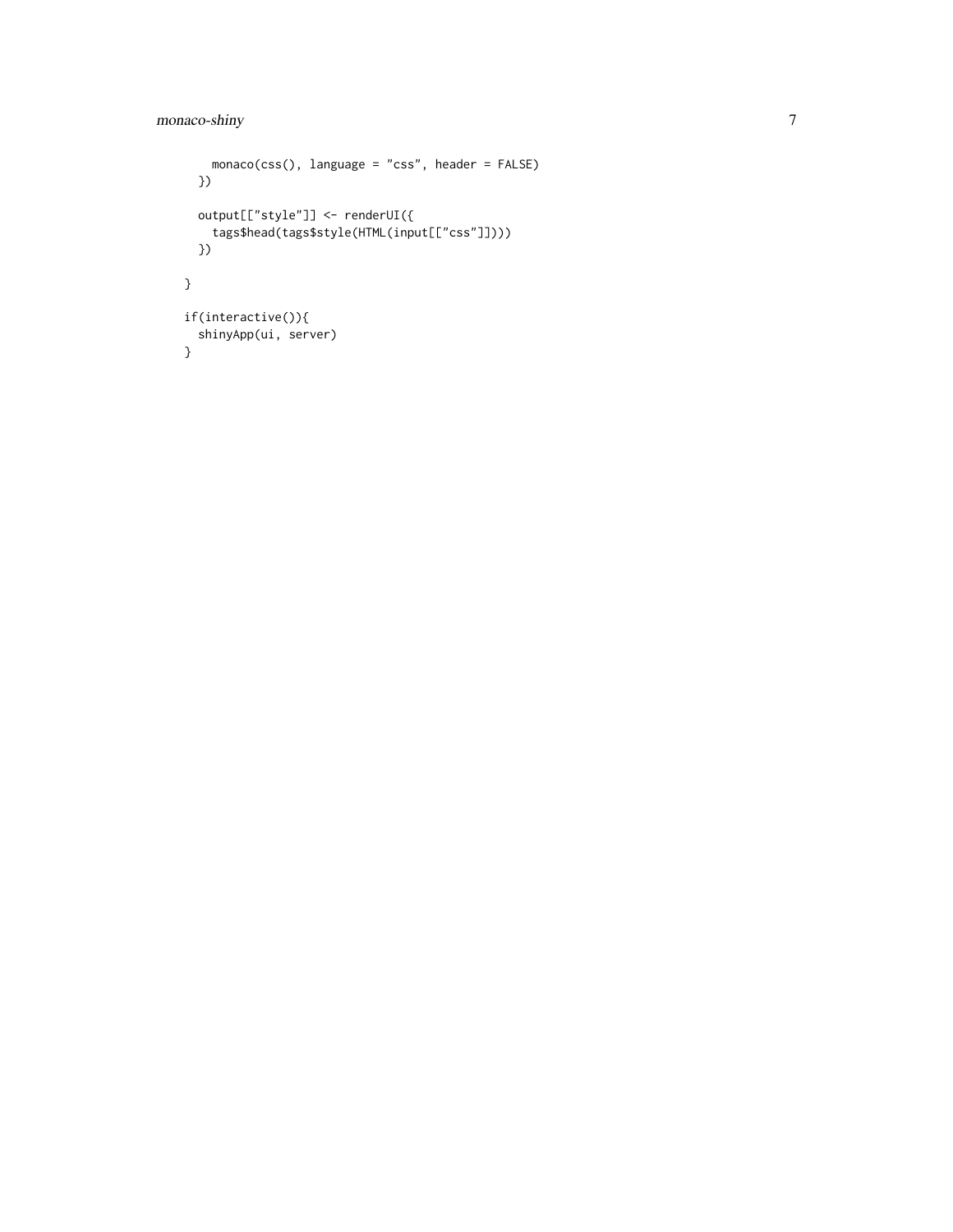```
    monaco(css(), language = "css", header = FALSE)
  })

  output[["style"]] <- renderUI({
    tags$head(tags$style(HTML(input[["css"]])))
  })

}

if(interactive()){
  shinyApp(ui, server)
}
```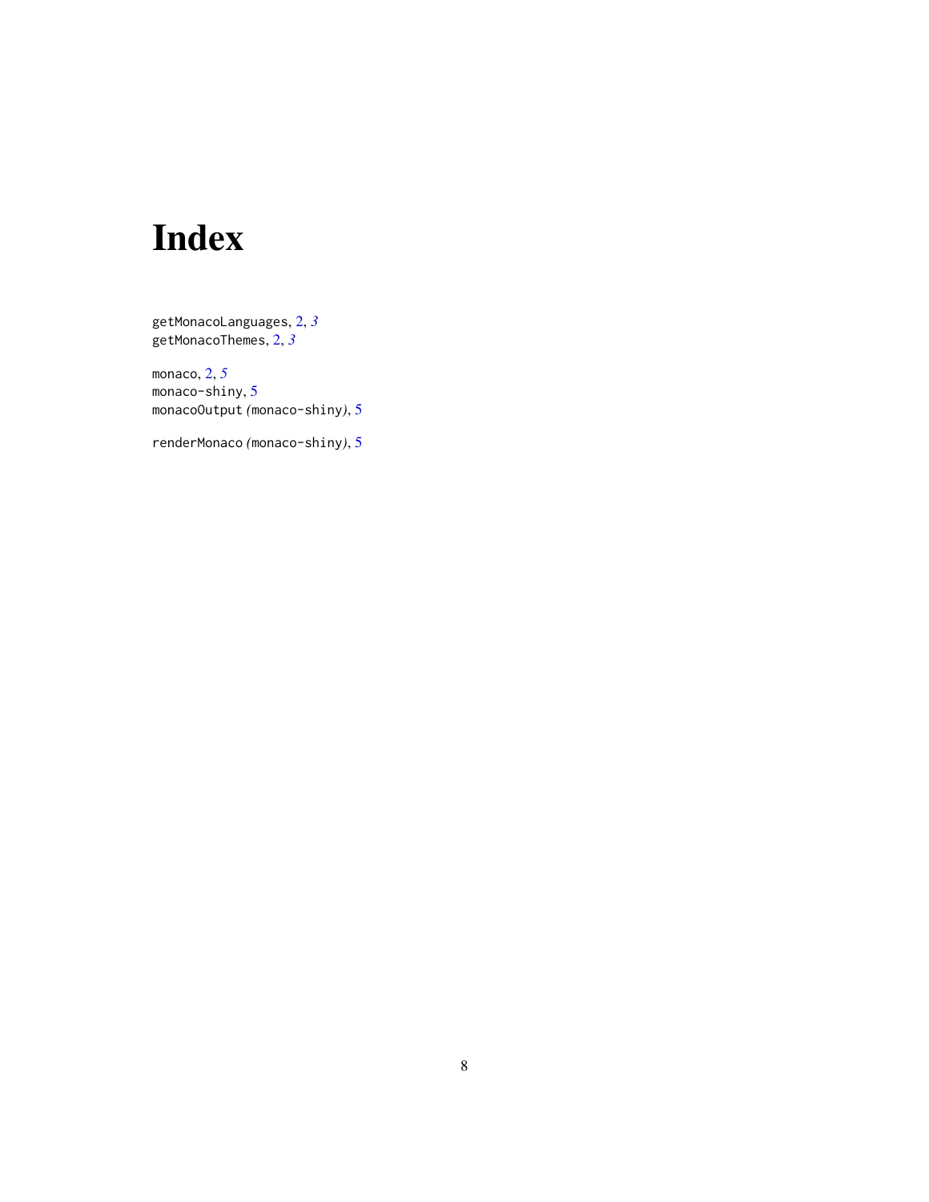# Index

getMonacoLanguages, 2, *3*
getMonacoThemes, 2, *3*

monaco, 2, *5*
monaco-shiny, 5
monacoOutput *(*monaco-shiny*)*, 5

renderMonaco *(*monaco-shiny*)*, 5